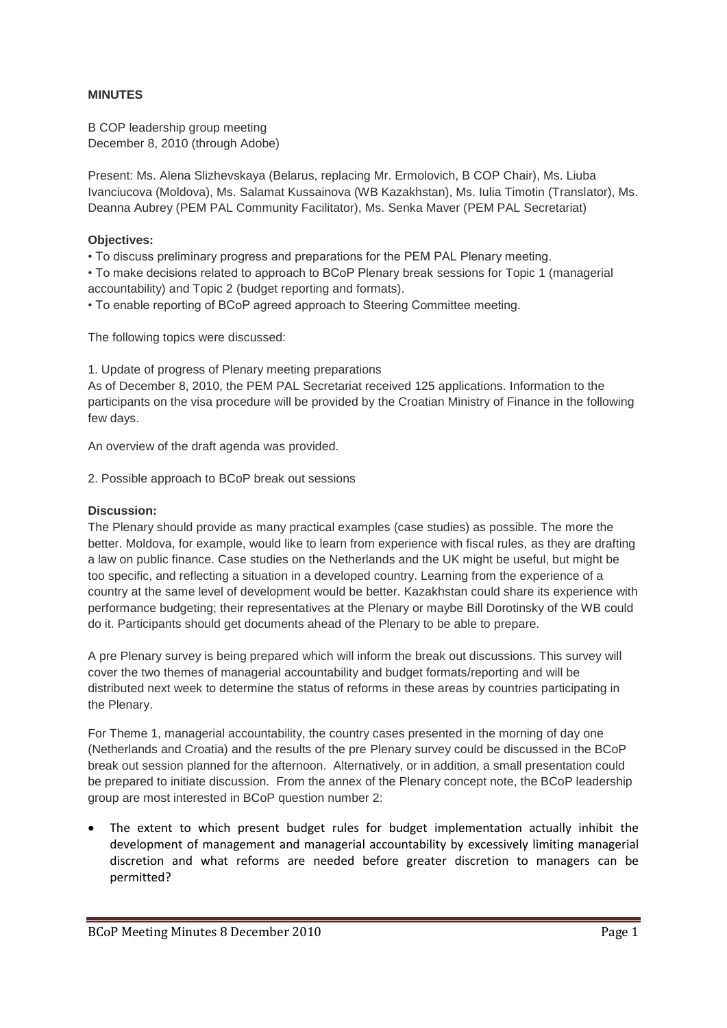**MINUTES**

B COP leadership group meeting
December 8, 2010 (through Adobe)

Present: Ms. Alena Slizhevskaya (Belarus, replacing Mr. Ermolovich, B COP Chair), Ms. Liuba Ivanciucova (Moldova), Ms. Salamat Kussainova (WB Kazakhstan), Ms. Iulia Timotin (Translator), Ms. Deanna Aubrey (PEM PAL Community Facilitator), Ms. Senka Maver (PEM PAL Secretariat)

**Objectives:**

• To discuss preliminary progress and preparations for the PEM PAL Plenary meeting.
• To make decisions related to approach to BCoP Plenary break sessions for Topic 1 (managerial accountability) and Topic 2 (budget reporting and formats).
• To enable reporting of BCoP agreed approach to Steering Committee meeting.

The following topics were discussed:

1. Update of progress of Plenary meeting preparations

As of December 8, 2010, the PEM PAL Secretariat received 125 applications. Information to the participants on the visa procedure will be provided by the Croatian Ministry of Finance in the following few days.

An overview of the draft agenda was provided.

2. Possible approach to BCoP break out sessions

**Discussion:**

The Plenary should provide as many practical examples (case studies) as possible. The more the better. Moldova, for example, would like to learn from experience with fiscal rules, as they are drafting a law on public finance. Case studies on the Netherlands and the UK might be useful, but might be too specific, and reflecting a situation in a developed country. Learning from the experience of a country at the same level of development would be better. Kazakhstan could share its experience with performance budgeting; their representatives at the Plenary or maybe Bill Dorotinsky of the WB could do it. Participants should get documents ahead of the Plenary to be able to prepare.

A pre Plenary survey is being prepared which will inform the break out discussions. This survey will cover the two themes of managerial accountability and budget formats/reporting and will be distributed next week to determine the status of reforms in these areas by countries participating in the Plenary.

For Theme 1, managerial accountability, the country cases presented in the morning of day one (Netherlands and Croatia) and the results of the pre Plenary survey could be discussed in the BCoP break out session planned for the afternoon. Alternatively, or in addition, a small presentation could be prepared to initiate discussion. From the annex of the Plenary concept note, the BCoP leadership group are most interested in BCoP question number 2:

- The extent to which present budget rules for budget implementation actually inhibit the development of management and managerial accountability by excessively limiting managerial discretion and what reforms are needed before greater discretion to managers can be permitted?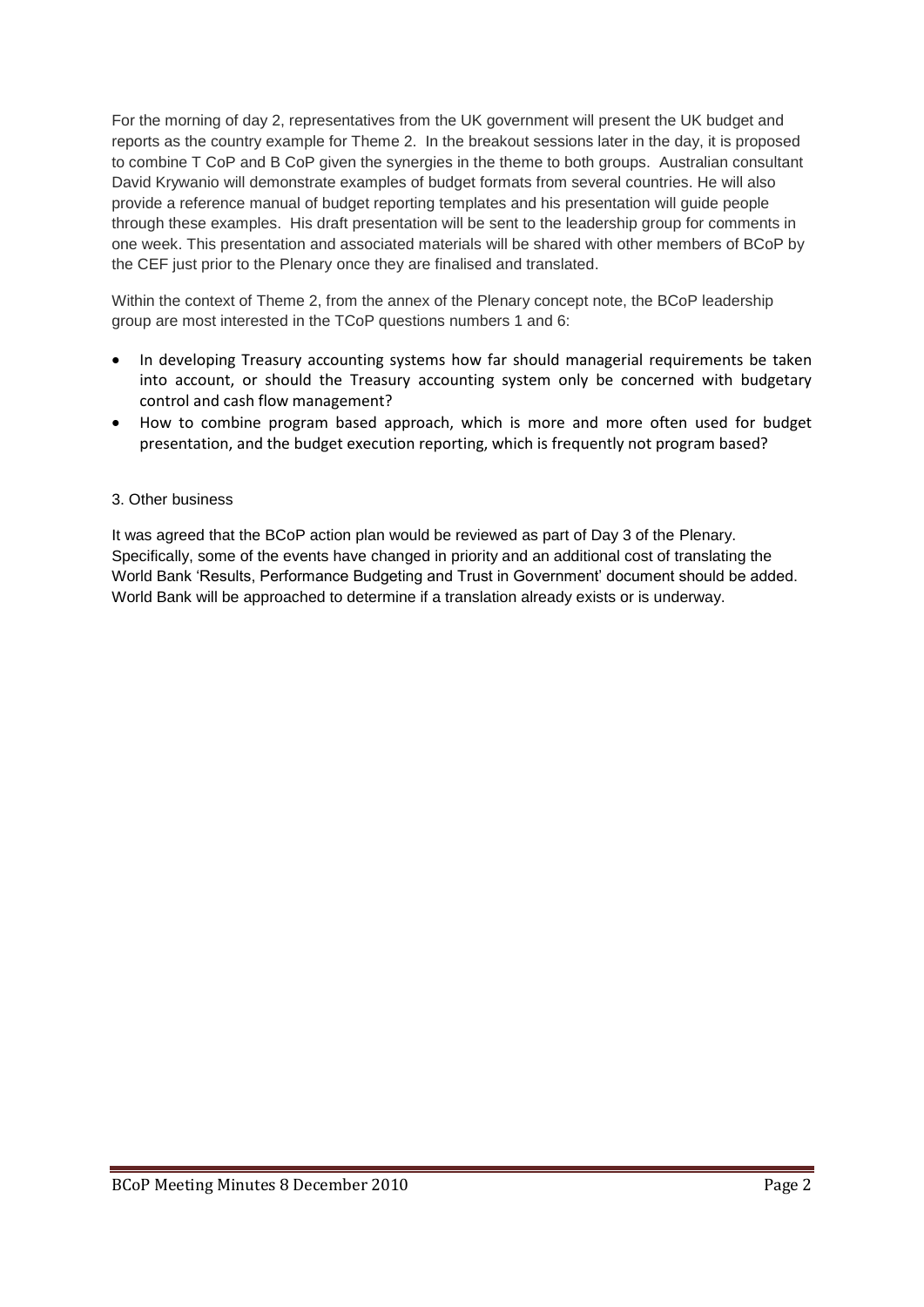For the morning of day 2, representatives from the UK government will present the UK budget and reports as the country example for Theme 2. In the breakout sessions later in the day, it is proposed to combine T CoP and B CoP given the synergies in the theme to both groups. Australian consultant David Krywanio will demonstrate examples of budget formats from several countries. He will also provide a reference manual of budget reporting templates and his presentation will guide people through these examples. His draft presentation will be sent to the leadership group for comments in one week. This presentation and associated materials will be shared with other members of BCoP by the CEF just prior to the Plenary once they are finalised and translated.

Within the context of Theme 2, from the annex of the Plenary concept note, the BCoP leadership group are most interested in the TCoP questions numbers 1 and 6:

- In developing Treasury accounting systems how far should managerial requirements be taken into account, or should the Treasury accounting system only be concerned with budgetary control and cash flow management?
- How to combine program based approach, which is more and more often used for budget presentation, and the budget execution reporting, which is frequently not program based?

3. Other business

It was agreed that the BCoP action plan would be reviewed as part of Day 3 of the Plenary. Specifically, some of the events have changed in priority and an additional cost of translating the World Bank 'Results, Performance Budgeting and Trust in Government' document should be added. World Bank will be approached to determine if a translation already exists or is underway.